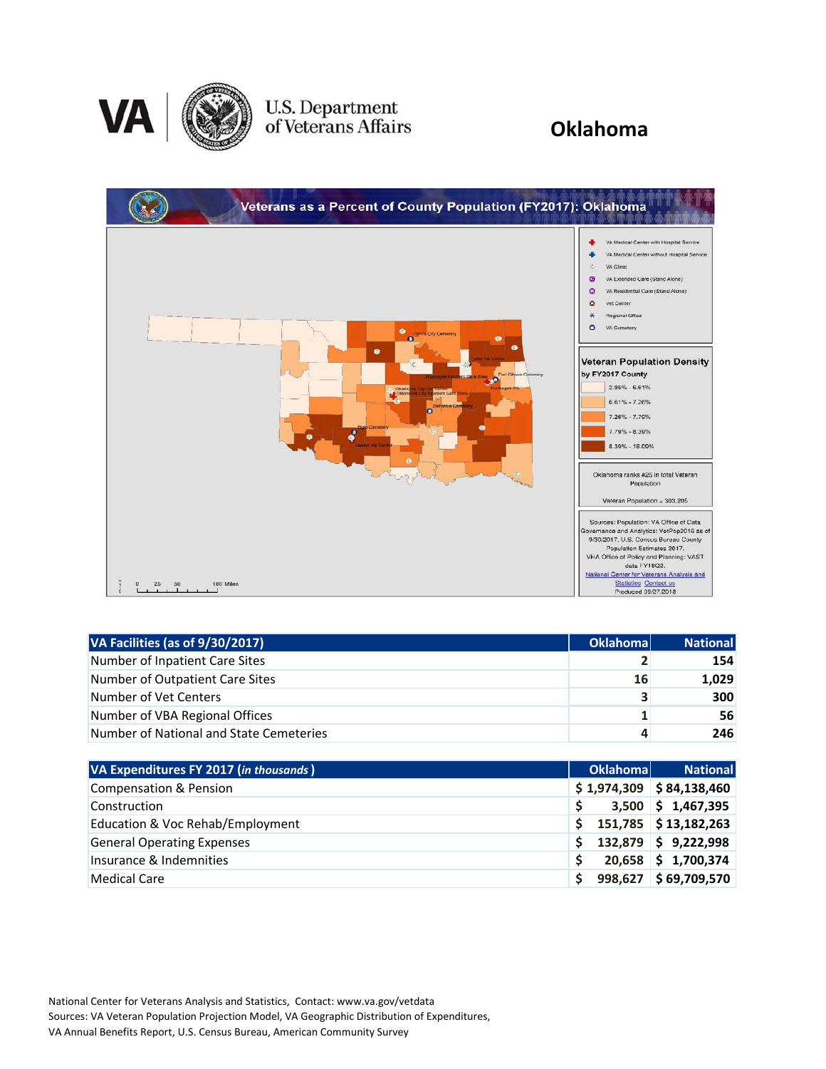# Oklahoma

U.S. Department of Veterans Affairs

## Veterans as a Percent of County Population (FY2017): Oklahoma

- VA Medical Center with Hospital Service
- VA Medical Center without Hospital Service
- VA Clinic
- VA Extended Care (Stand Alone)
- VA Residential Care (Stand Alone)
- Vet Center
- Regional Office
- VA Cemetery

**Veteran Population Density by FY2017 County**

- 2.95% - 6.61%
- 6.61% - 7.26%
- 7.26% - 7.78%
- 7.79% - 8.39%
- 8.39% - 16.00%

Oklahoma ranks #25 in total Veteran Population

Veteran Population = 303,205

Sources: Population: VA Office of Data Governance and Analytics: VetPop2016 as of 9/30/2017, U.S. Census Bureau County Population Estimates 2017. VHA Office of Policy and Planning: VAST data FY18Q2.
National Center for Veterans Analysis and Statistics Contact us
Produced 09/27/2018

0 25 50 100 Miles

| VA Facilities (as of 9/30/2017) | Oklahoma | National |
|---|---|---|
| Number of Inpatient Care Sites | 2 | 154 |
| Number of Outpatient Care Sites | 16 | 1,029 |
| Number of Vet Centers | 3 | 300 |
| Number of VBA Regional Offices | 1 | 56 |
| Number of National and State Cemeteries | 4 | 246 |

| VA Expenditures FY 2017 (*in thousands*) | Oklahoma | National |
|---|---|---|
| Compensation & Pension | $ 1,974,309 | $ 84,138,460 |
| Construction | $ 3,500 | $ 1,467,395 |
| Education & Voc Rehab/Employment | $ 151,785 | $ 13,182,263 |
| General Operating Expenses | $ 132,879 | $ 9,222,998 |
| Insurance & Indemnities | $ 20,658 | $ 1,700,374 |
| Medical Care | $ 998,627 | $ 69,709,570 |

National Center for Veterans Analysis and Statistics, Contact: www.va.gov/vetdata
Sources: VA Veteran Population Projection Model, VA Geographic Distribution of Expenditures, VA Annual Benefits Report, U.S. Census Bureau, American Community Survey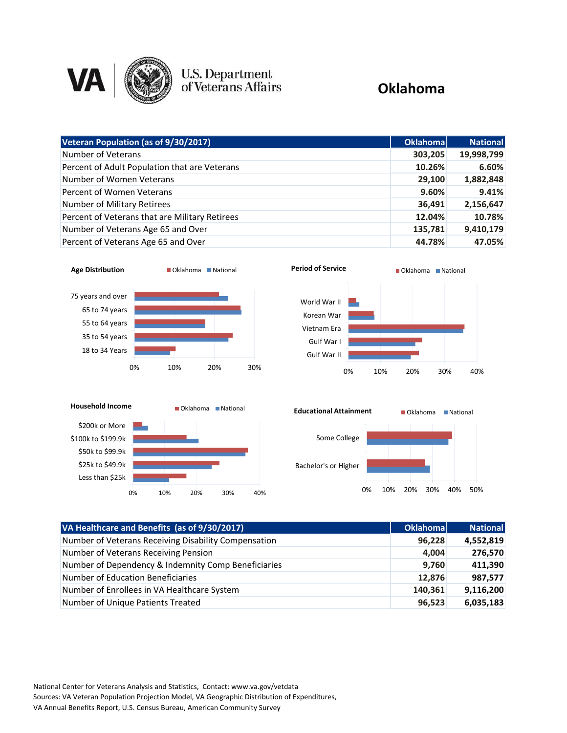# Oklahoma

U.S. Department of Veterans Affairs

| Veteran Population (as of 9/30/2017) | Oklahoma | National |
|---|---|---|
| Number of Veterans | 303,205 | 19,998,799 |
| Percent of Adult Population that are Veterans | 10.26% | 6.60% |
| Number of Women Veterans | 29,100 | 1,882,848 |
| Percent of Women Veterans | 9.60% | 9.41% |
| Number of Military Retirees | 36,491 | 2,156,647 |
| Percent of Veterans that are Military Retirees | 12.04% | 10.78% |
| Number of Veterans Age 65 and Over | 135,781 | 9,410,179 |
| Percent of Veterans Age 65 and Over | 44.78% | 47.05% |

**Age Distribution** (Oklahoma, National)

75 years and over; 65 to 74 years; 55 to 64 years; 35 to 54 years; 18 to 34 Years

0% 10% 20% 30%

**Period of Service** (Oklahoma, National)

World War II; Korean War; Vietnam Era; Gulf War I; Gulf War II

0% 10% 20% 30% 40%

**Household Income** (Oklahoma, National)

$200k or More; $100k to $199.9k; $50k to $99.9k; $25k to $49.9k; Less than $25k

0% 10% 20% 30% 40%

**Educational Attainment** (Oklahoma, National)

Some College; Bachelor's or Higher

0% 10% 20% 30% 40% 50%

| VA Healthcare and Benefits (as of 9/30/2017) | Oklahoma | National |
|---|---|---|
| Number of Veterans Receiving Disability Compensation | 96,228 | 4,552,819 |
| Number of Veterans Receiving Pension | 4,004 | 276,570 |
| Number of Dependency & Indemnity Comp Beneficiaries | 9,760 | 411,390 |
| Number of Education Beneficiaries | 12,876 | 987,577 |
| Number of Enrollees in VA Healthcare System | 140,361 | 9,116,200 |
| Number of Unique Patients Treated | 96,523 | 6,035,183 |

National Center for Veterans Analysis and Statistics, Contact: www.va.gov/vetdata
Sources: VA Veteran Population Projection Model, VA Geographic Distribution of Expenditures, VA Annual Benefits Report, U.S. Census Bureau, American Community Survey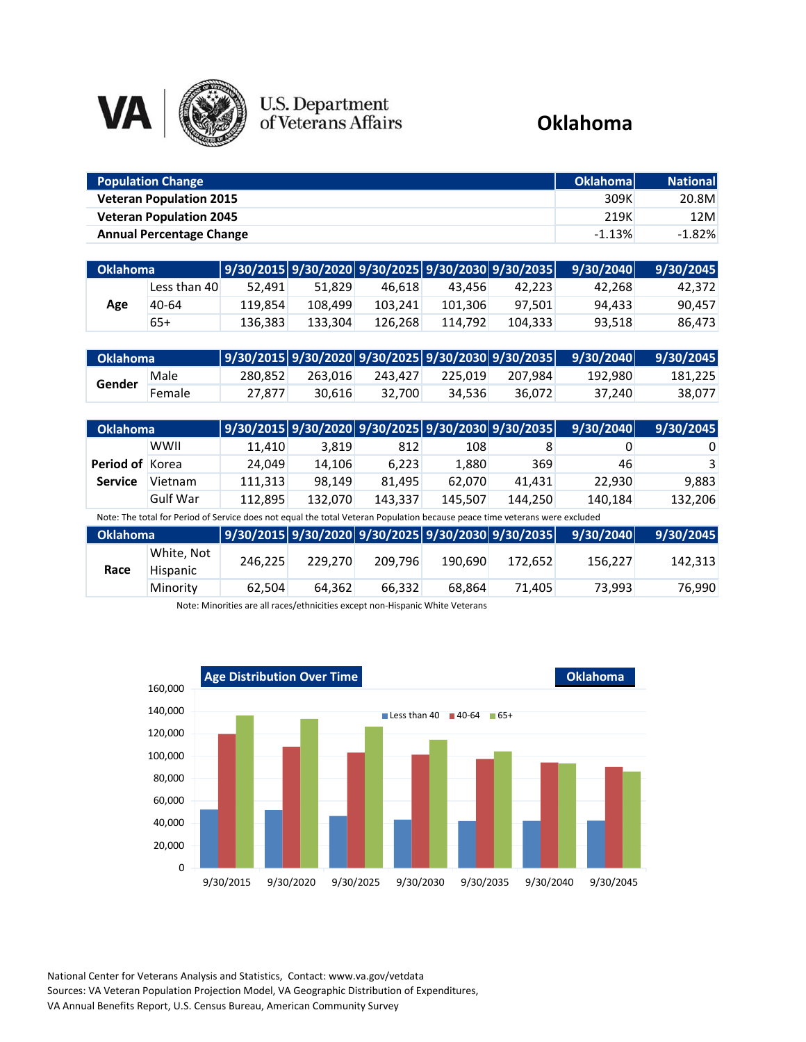U.S. Department of Veterans Affairs

# Oklahoma

| Population Change | Oklahoma | National |
|---|---|---|
| **Veteran Population 2015** | 309K | 20.8M |
| **Veteran Population 2045** | 219K | 12M |
| **Annual Percentage Change** | -1.13% | -1.82% |

| Oklahoma | | 9/30/2015 | 9/30/2020 | 9/30/2025 | 9/30/2030 | 9/30/2035 | 9/30/2040 | 9/30/2045 |
|---|---|---|---|---|---|---|---|---|
| **Age** | Less than 40 | 52,491 | 51,829 | 46,618 | 43,456 | 42,223 | 42,268 | 42,372 |
| | 40-64 | 119,854 | 108,499 | 103,241 | 101,306 | 97,501 | 94,433 | 90,457 |
| | 65+ | 136,383 | 133,304 | 126,268 | 114,792 | 104,333 | 93,518 | 86,473 |

| Oklahoma | | 9/30/2015 | 9/30/2020 | 9/30/2025 | 9/30/2030 | 9/30/2035 | 9/30/2040 | 9/30/2045 |
|---|---|---|---|---|---|---|---|---|
| **Gender** | Male | 280,852 | 263,016 | 243,427 | 225,019 | 207,984 | 192,980 | 181,225 |
| | Female | 27,877 | 30,616 | 32,700 | 34,536 | 36,072 | 37,240 | 38,077 |

| Oklahoma | | 9/30/2015 | 9/30/2020 | 9/30/2025 | 9/30/2030 | 9/30/2035 | 9/30/2040 | 9/30/2045 |
|---|---|---|---|---|---|---|---|---|
| **Period of Service** | WWII | 11,410 | 3,819 | 812 | 108 | 8 | 0 | 0 |
| | Korea | 24,049 | 14,106 | 6,223 | 1,880 | 369 | 46 | 3 |
| | Vietnam | 111,313 | 98,149 | 81,495 | 62,070 | 41,431 | 22,930 | 9,883 |
| | Gulf War | 112,895 | 132,070 | 143,337 | 145,507 | 144,250 | 140,184 | 132,206 |

Note: The total for Period of Service does not equal the total Veteran Population because peace time veterans were excluded

| Oklahoma | | 9/30/2015 | 9/30/2020 | 9/30/2025 | 9/30/2030 | 9/30/2035 | 9/30/2040 | 9/30/2045 |
|---|---|---|---|---|---|---|---|---|
| **Race** | White, Not Hispanic | 246,225 | 229,270 | 209,796 | 190,690 | 172,652 | 156,227 | 142,313 |
| | Minority | 62,504 | 64,362 | 66,332 | 68,864 | 71,405 | 73,993 | 76,990 |

Note: Minorities are all races/ethnicities except non-Hispanic White Veterans

Age Distribution Over Time

Oklahoma

Less than 40 40-64 65+

160,000
140,000
120,000
100,000
80,000
60,000
40,000
20,000
0

9/30/2015 9/30/2020 9/30/2025 9/30/2030 9/30/2035 9/30/2040 9/30/2045

National Center for Veterans Analysis and Statistics, Contact: www.va.gov/vetdata
Sources: VA Veteran Population Projection Model, VA Geographic Distribution of Expenditures, VA Annual Benefits Report, U.S. Census Bureau, American Community Survey